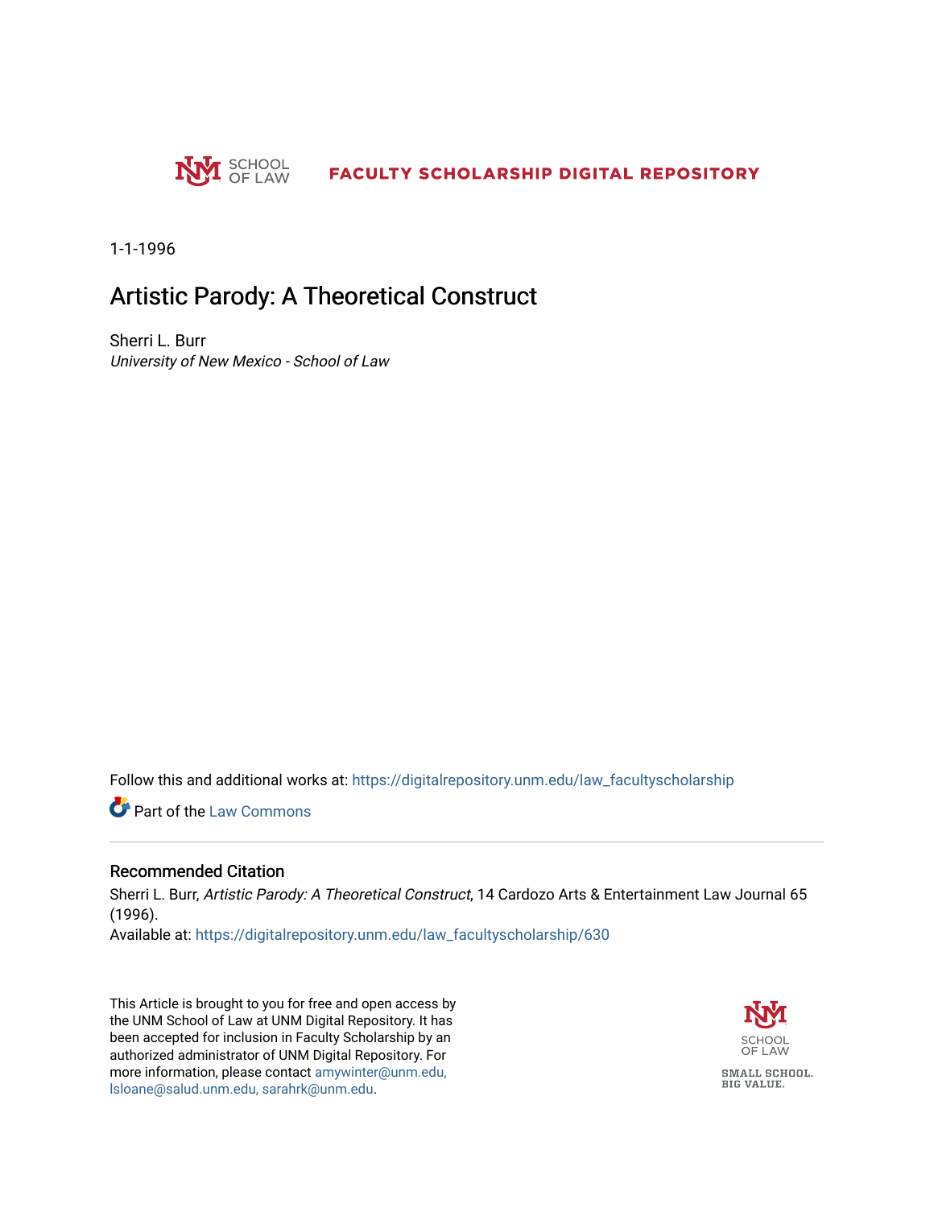SCHOOL OF LAW

**FACULTY SCHOLARSHIP DIGITAL REPOSITORY**

1-1-1996

# Artistic Parody: A Theoretical Construct

Sherri L. Burr
*University of New Mexico - School of Law*

Follow this and additional works at: https://digitalrepository.unm.edu/law_facultyscholarship

Part of the Law Commons

## Recommended Citation

Sherri L. Burr, *Artistic Parody: A Theoretical Construct*, 14 Cardozo Arts & Entertainment Law Journal 65 (1996).
Available at: https://digitalrepository.unm.edu/law_facultyscholarship/630

This Article is brought to you for free and open access by the UNM School of Law at UNM Digital Repository. It has been accepted for inclusion in Faculty Scholarship by an authorized administrator of UNM Digital Repository. For more information, please contact amywinter@unm.edu, lsloane@salud.unm.edu, sarahrk@unm.edu.

SCHOOL OF LAW

SMALL SCHOOL. BIG VALUE.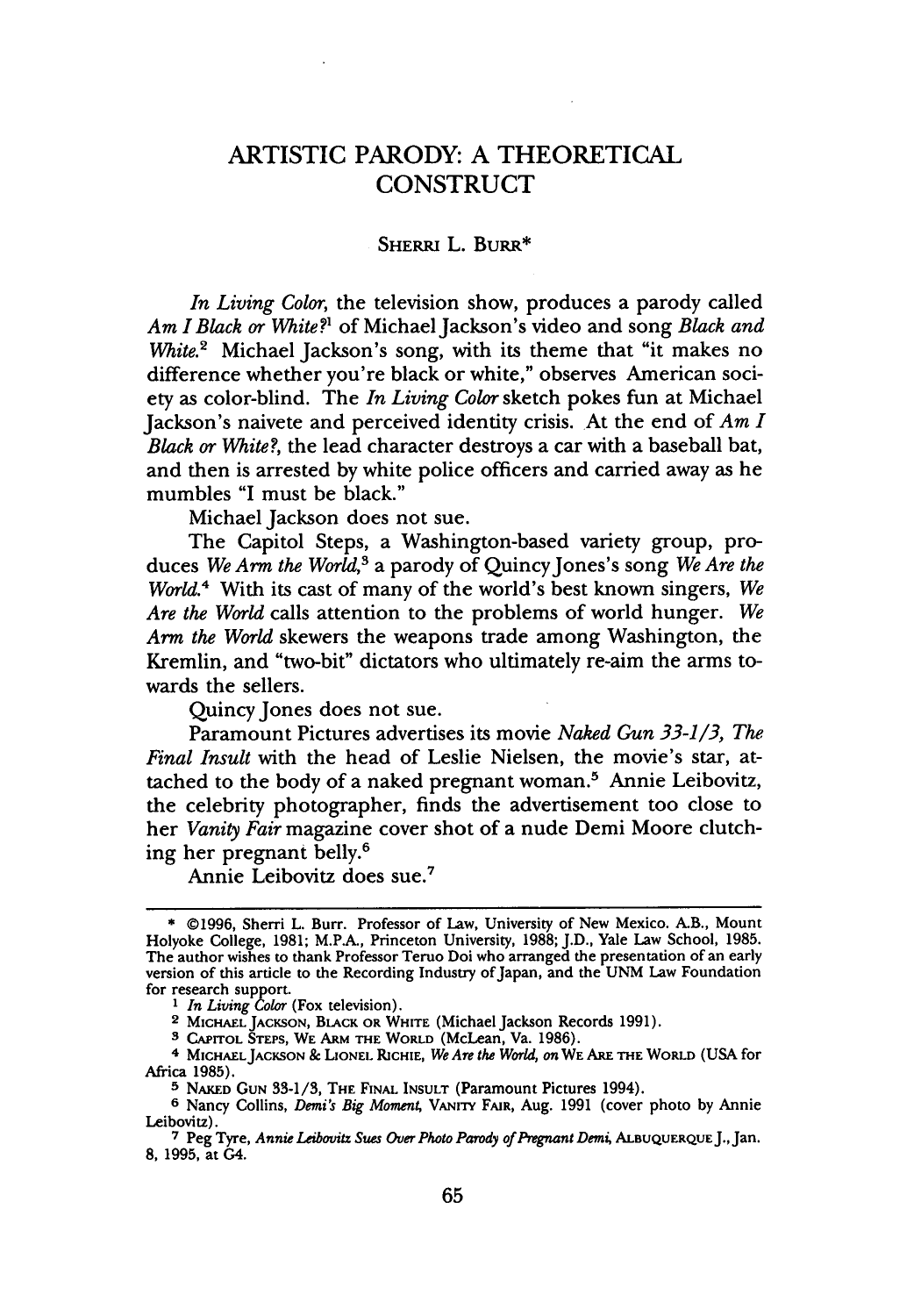# ARTISTIC PARODY: A THEORETICAL CONSTRUCT

SHERRI L. BURR*

*In Living Color*, the television show, produces a parody called *Am I Black or White?*[1] of Michael Jackson's video and song *Black and White.*[2] Michael Jackson's song, with its theme that "it makes no difference whether you're black or white," observes American society as color-blind. The *In Living Color* sketch pokes fun at Michael Jackson's naivete and perceived identity crisis. At the end of *Am I Black or White?*, the lead character destroys a car with a baseball bat, and then is arrested by white police officers and carried away as he mumbles "I must be black."

Michael Jackson does not sue.

The Capitol Steps, a Washington-based variety group, produces *We Arm the World*,[3] a parody of Quincy Jones's song *We Are the World.*[4] With its cast of many of the world's best known singers, *We Are the World* calls attention to the problems of world hunger. *We Arm the World* skewers the weapons trade among Washington, the Kremlin, and "two-bit" dictators who ultimately re-aim the arms towards the sellers.

Quincy Jones does not sue.

Paramount Pictures advertises its movie *Naked Gun 33-1/3, The Final Insult* with the head of Leslie Nielsen, the movie's star, attached to the body of a naked pregnant woman.[5] Annie Leibovitz, the celebrity photographer, finds the advertisement too close to her *Vanity Fair* magazine cover shot of a nude Demi Moore clutching her pregnant belly.[6]

Annie Leibovitz does sue.[7]

---

\* ©1996, Sherri L. Burr. Professor of Law, University of New Mexico. A.B., Mount Holyoke College, 1981; M.P.A., Princeton University, 1988; J.D., Yale Law School, 1985. The author wishes to thank Professor Teruo Doi who arranged the presentation of an early version of this article to the Recording Industry of Japan, and the UNM Law Foundation for research support.

[1] *In Living Color* (Fox television).

[2] MICHAEL JACKSON, BLACK OR WHITE (Michael Jackson Records 1991).

[3] CAPITOL STEPS, WE ARM THE WORLD (McLean, Va. 1986).

[4] MICHAEL JACKSON & LIONEL RICHIE, *We Are the World*, *on* WE ARE THE WORLD (USA for Africa 1985).

[5] NAKED GUN 33-1/3, THE FINAL INSULT (Paramount Pictures 1994).

[6] Nancy Collins, *Demi's Big Moment*, VANITY FAIR, Aug. 1991 (cover photo by Annie Leibovitz).

[7] Peg Tyre, *Annie Leibovitz Sues Over Photo Parody of Pregnant Demi*, ALBUQUERQUE J., Jan. 8, 1995, at G4.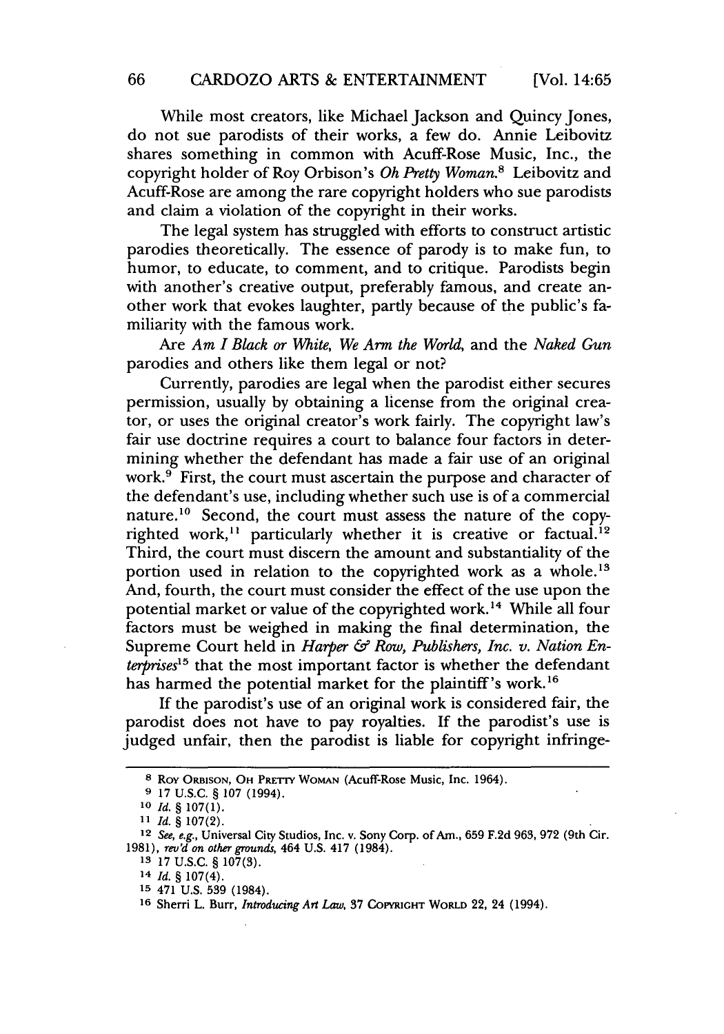While most creators, like Michael Jackson and Quincy Jones, do not sue parodists of their works, a few do. Annie Leibovitz shares something in common with Acuff-Rose Music, Inc., the copyright holder of Roy Orbison's *Oh Pretty Woman*.[8] Leibovitz and Acuff-Rose are among the rare copyright holders who sue parodists and claim a violation of the copyright in their works.

The legal system has struggled with efforts to construct artistic parodies theoretically. The essence of parody is to make fun, to humor, to educate, to comment, and to critique. Parodists begin with another's creative output, preferably famous, and create another work that evokes laughter, partly because of the public's familiarity with the famous work.

Are *Am I Black or White*, *We Arm the World*, and the *Naked Gun* parodies and others like them legal or not?

Currently, parodies are legal when the parodist either secures permission, usually by obtaining a license from the original creator, or uses the original creator's work fairly. The copyright law's fair use doctrine requires a court to balance four factors in determining whether the defendant has made a fair use of an original work.[9] First, the court must ascertain the purpose and character of the defendant's use, including whether such use is of a commercial nature.[10] Second, the court must assess the nature of the copyrighted work,[11] particularly whether it is creative or factual.[12] Third, the court must discern the amount and substantiality of the portion used in relation to the copyrighted work as a whole.[13] And, fourth, the court must consider the effect of the use upon the potential market or value of the copyrighted work.[14] While all four factors must be weighed in making the final determination, the Supreme Court held in *Harper & Row, Publishers, Inc. v. Nation Enterprises*[15] that the most important factor is whether the defendant has harmed the potential market for the plaintiff's work.[16]

If the parodist's use of an original work is considered fair, the parodist does not have to pay royalties. If the parodist's use is judged unfair, then the parodist is liable for copyright infringe-

---

[8] Roy Orbison, Oh Pretty Woman (Acuff-Rose Music, Inc. 1964).

[9] 17 U.S.C. § 107 (1994).

[10] *Id.* § 107(1).

[11] *Id.* § 107(2).

[12] *See, e.g.*, Universal City Studios, Inc. v. Sony Corp. of Am., 659 F.2d 963, 972 (9th Cir. 1981), *rev'd on other grounds*, 464 U.S. 417 (1984).

[13] 17 U.S.C. § 107(3).

[14] *Id.* § 107(4).

[15] 471 U.S. 539 (1984).

[16] Sherri L. Burr, *Introducing Art Law*, 37 Copyright World 22, 24 (1994).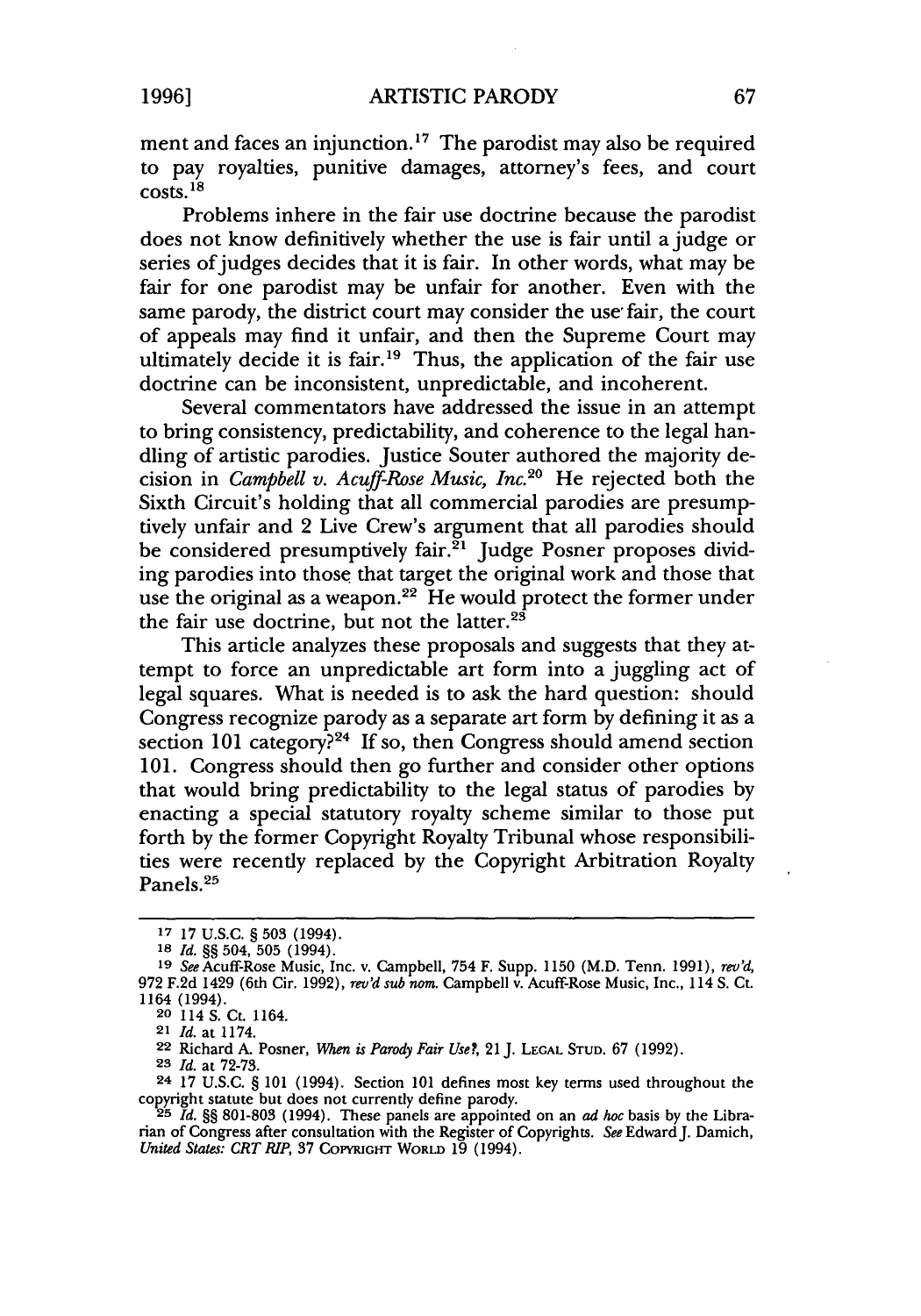ment and faces an injunction.[17] The parodist may also be required to pay royalties, punitive damages, attorney's fees, and court costs.[18]

Problems inhere in the fair use doctrine because the parodist does not know definitively whether the use is fair until a judge or series of judges decides that it is fair. In other words, what may be fair for one parodist may be unfair for another. Even with the same parody, the district court may consider the use fair, the court of appeals may find it unfair, and then the Supreme Court may ultimately decide it is fair.[19] Thus, the application of the fair use doctrine can be inconsistent, unpredictable, and incoherent.

Several commentators have addressed the issue in an attempt to bring consistency, predictability, and coherence to the legal handling of artistic parodies. Justice Souter authored the majority decision in *Campbell v. Acuff-Rose Music, Inc.*[20] He rejected both the Sixth Circuit's holding that all commercial parodies are presumptively unfair and 2 Live Crew's argument that all parodies should be considered presumptively fair.[21] Judge Posner proposes dividing parodies into those that target the original work and those that use the original as a weapon.[22] He would protect the former under the fair use doctrine, but not the latter.[23]

This article analyzes these proposals and suggests that they attempt to force an unpredictable art form into a juggling act of legal squares. What is needed is to ask the hard question: should Congress recognize parody as a separate art form by defining it as a section 101 category?[24] If so, then Congress should amend section 101. Congress should then go further and consider other options that would bring predictability to the legal status of parodies by enacting a special statutory royalty scheme similar to those put forth by the former Copyright Royalty Tribunal whose responsibilities were recently replaced by the Copyright Arbitration Royalty Panels.[25]

---

17 17 U.S.C. § 503 (1994).

18 *Id.* §§ 504, 505 (1994).

19 *See* Acuff-Rose Music, Inc. v. Campbell, 754 F. Supp. 1150 (M.D. Tenn. 1991), *rev'd*, 972 F.2d 1429 (6th Cir. 1992), *rev'd sub nom.* Campbell v. Acuff-Rose Music, Inc., 114 S. Ct. 1164 (1994).

20 114 S. Ct. 1164.

21 *Id.* at 1174.

22 Richard A. Posner, *When is Parody Fair Use?*, 21 J. LEGAL STUD. 67 (1992).

23 *Id.* at 72-73.

24 17 U.S.C. § 101 (1994). Section 101 defines most key terms used throughout the copyright statute but does not currently define parody.

25 *Id.* §§ 801-803 (1994). These panels are appointed on an *ad hoc* basis by the Librarian of Congress after consultation with the Register of Copyrights. *See* Edward J. Damich, *United States: CRT RIP*, 37 COPYRIGHT WORLD 19 (1994).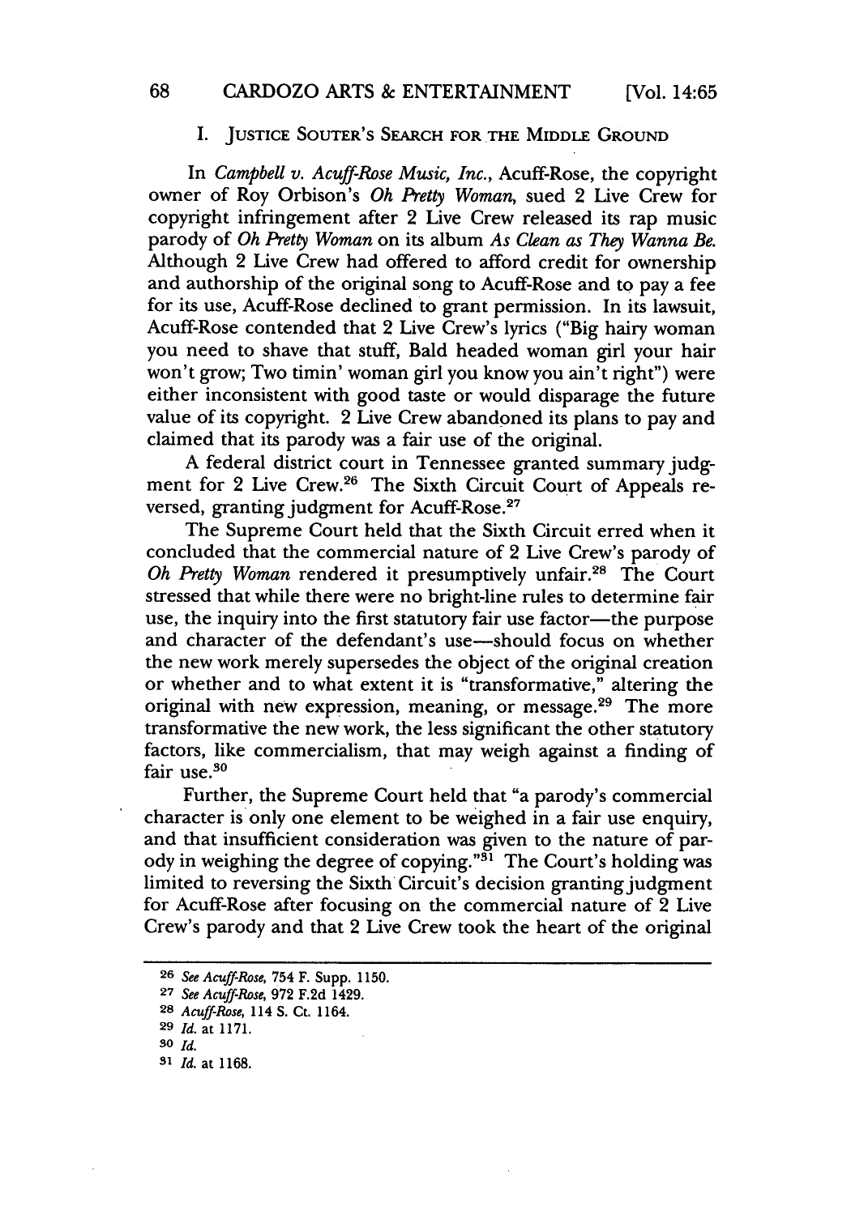## I. Justice Souter's Search for the Middle Ground

In *Campbell v. Acuff-Rose Music, Inc.*, Acuff-Rose, the copyright owner of Roy Orbison's *Oh Pretty Woman*, sued 2 Live Crew for copyright infringement after 2 Live Crew released its rap music parody of *Oh Pretty Woman* on its album *As Clean as They Wanna Be.* Although 2 Live Crew had offered to afford credit for ownership and authorship of the original song to Acuff-Rose and to pay a fee for its use, Acuff-Rose declined to grant permission. In its lawsuit, Acuff-Rose contended that 2 Live Crew's lyrics ("Big hairy woman you need to shave that stuff, Bald headed woman girl your hair won't grow; Two timin' woman girl you know you ain't right") were either inconsistent with good taste or would disparage the future value of its copyright. 2 Live Crew abandoned its plans to pay and claimed that its parody was a fair use of the original.

A federal district court in Tennessee granted summary judgment for 2 Live Crew.[26] The Sixth Circuit Court of Appeals reversed, granting judgment for Acuff-Rose.[27]

The Supreme Court held that the Sixth Circuit erred when it concluded that the commercial nature of 2 Live Crew's parody of *Oh Pretty Woman* rendered it presumptively unfair.[28] The Court stressed that while there were no bright-line rules to determine fair use, the inquiry into the first statutory fair use factor—the purpose and character of the defendant's use—should focus on whether the new work merely supersedes the object of the original creation or whether and to what extent it is "transformative," altering the original with new expression, meaning, or message.[29] The more transformative the new work, the less significant the other statutory factors, like commercialism, that may weigh against a finding of fair use.[30]

Further, the Supreme Court held that "a parody's commercial character is only one element to be weighed in a fair use enquiry, and that insufficient consideration was given to the nature of parody in weighing the degree of copying."[31] The Court's holding was limited to reversing the Sixth Circuit's decision granting judgment for Acuff-Rose after focusing on the commercial nature of 2 Live Crew's parody and that 2 Live Crew took the heart of the original

---

[26] *See Acuff-Rose*, 754 F. Supp. 1150.

[27] *See Acuff-Rose*, 972 F.2d 1429.

[28] *Acuff-Rose*, 114 S. Ct. 1164.

[29] *Id.* at 1171.

[30] *Id.*

[31] *Id.* at 1168.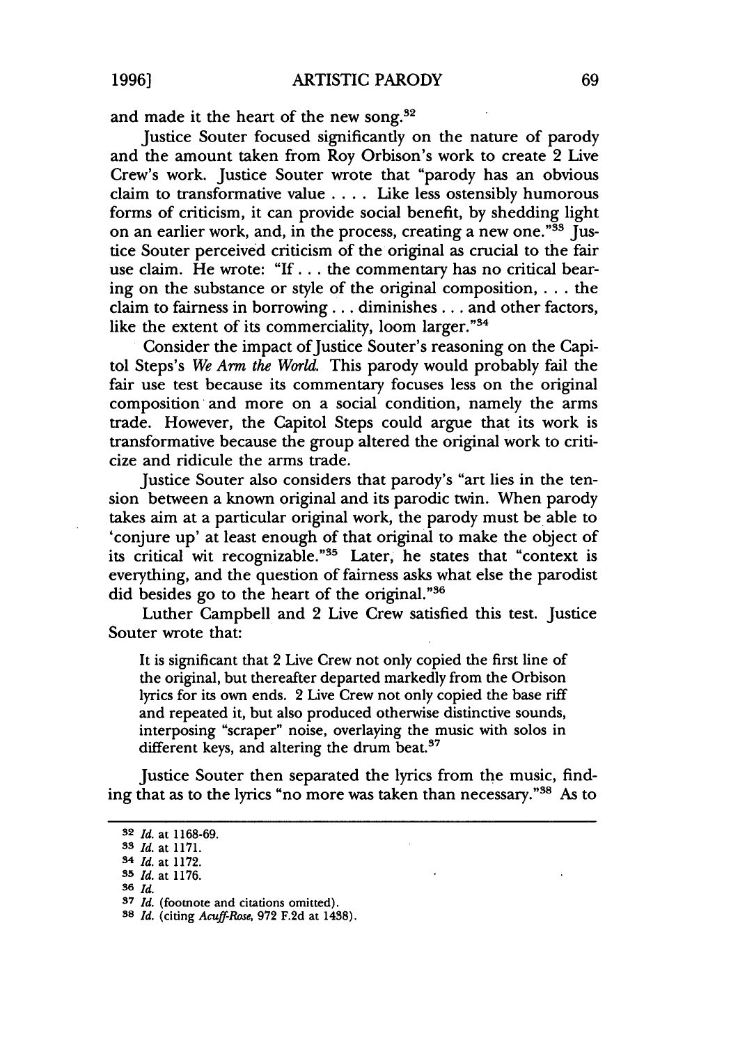and made it the heart of the new song.[32]

Justice Souter focused significantly on the nature of parody and the amount taken from Roy Orbison's work to create 2 Live Crew's work. Justice Souter wrote that "parody has an obvious claim to transformative value . . . . Like less ostensibly humorous forms of criticism, it can provide social benefit, by shedding light on an earlier work, and, in the process, creating a new one."[33] Justice Souter perceived criticism of the original as crucial to the fair use claim. He wrote: "If . . . the commentary has no critical bearing on the substance or style of the original composition, . . . the claim to fairness in borrowing . . . diminishes . . . and other factors, like the extent of its commerciality, loom larger."[34]

Consider the impact of Justice Souter's reasoning on the Capitol Steps's *We Arm the World*. This parody would probably fail the fair use test because its commentary focuses less on the original composition and more on a social condition, namely the arms trade. However, the Capitol Steps could argue that its work is transformative because the group altered the original work to criticize and ridicule the arms trade.

Justice Souter also considers that parody's "art lies in the tension between a known original and its parodic twin. When parody takes aim at a particular original work, the parody must be able to 'conjure up' at least enough of that original to make the object of its critical wit recognizable."[35] Later, he states that "context is everything, and the question of fairness asks what else the parodist did besides go to the heart of the original."[36]

Luther Campbell and 2 Live Crew satisfied this test. Justice Souter wrote that:

> It is significant that 2 Live Crew not only copied the first line of the original, but thereafter departed markedly from the Orbison lyrics for its own ends. 2 Live Crew not only copied the base riff and repeated it, but also produced otherwise distinctive sounds, interposing "scraper" noise, overlaying the music with solos in different keys, and altering the drum beat.[37]

Justice Souter then separated the lyrics from the music, finding that as to the lyrics "no more was taken than necessary."[38] As to

---

[32] *Id.* at 1168-69.

[33] *Id.* at 1171.

[34] *Id.* at 1172.

[35] *Id.* at 1176.

[36] *Id.*

[37] *Id.* (footnote and citations omitted).

[38] *Id.* (citing *Acuff-Rose*, 972 F.2d at 1438).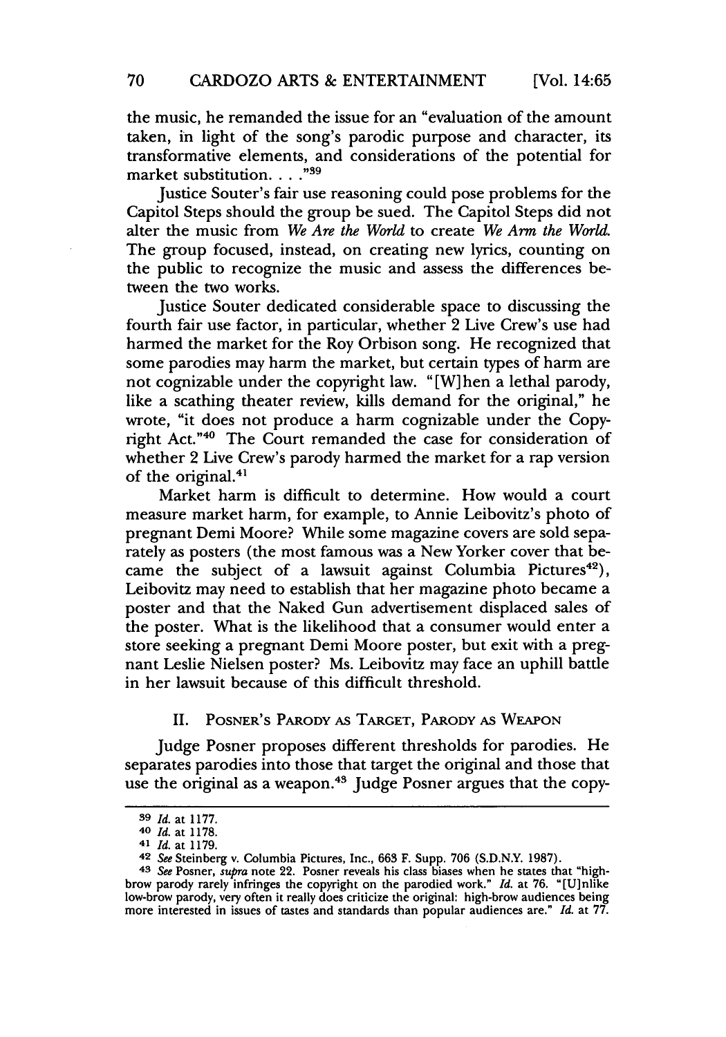the music, he remanded the issue for an "evaluation of the amount taken, in light of the song's parodic purpose and character, its transformative elements, and considerations of the potential for market substitution. . . ."[39]

Justice Souter's fair use reasoning could pose problems for the Capitol Steps should the group be sued. The Capitol Steps did not alter the music from *We Are the World* to create *We Arm the World*. The group focused, instead, on creating new lyrics, counting on the public to recognize the music and assess the differences between the two works.

Justice Souter dedicated considerable space to discussing the fourth fair use factor, in particular, whether 2 Live Crew's use had harmed the market for the Roy Orbison song. He recognized that some parodies may harm the market, but certain types of harm are not cognizable under the copyright law. "[W]hen a lethal parody, like a scathing theater review, kills demand for the original," he wrote, "it does not produce a harm cognizable under the Copyright Act."[40] The Court remanded the case for consideration of whether 2 Live Crew's parody harmed the market for a rap version of the original.[41]

Market harm is difficult to determine. How would a court measure market harm, for example, to Annie Leibovitz's photo of pregnant Demi Moore? While some magazine covers are sold separately as posters (the most famous was a New Yorker cover that became the subject of a lawsuit against Columbia Pictures[42]), Leibovitz may need to establish that her magazine photo became a poster and that the Naked Gun advertisement displaced sales of the poster. What is the likelihood that a consumer would enter a store seeking a pregnant Demi Moore poster, but exit with a pregnant Leslie Nielsen poster? Ms. Leibovitz may face an uphill battle in her lawsuit because of this difficult threshold.

## II. Posner's Parody as Target, Parody as Weapon

Judge Posner proposes different thresholds for parodies. He separates parodies into those that target the original and those that use the original as a weapon.[43] Judge Posner argues that the copy-

---

[39] *Id.* at 1177.

[40] *Id.* at 1178.

[41] *Id.* at 1179.

[42] *See* Steinberg v. Columbia Pictures, Inc., 663 F. Supp. 706 (S.D.N.Y. 1987).

[43] *See* Posner, *supra* note 22. Posner reveals his class biases when he states that "high-brow parody rarely infringes the copyright on the parodied work." *Id.* at 76. "[U]nlike low-brow parody, very often it really does criticize the original: high-brow audiences being more interested in issues of tastes and standards than popular audiences are." *Id.* at 77.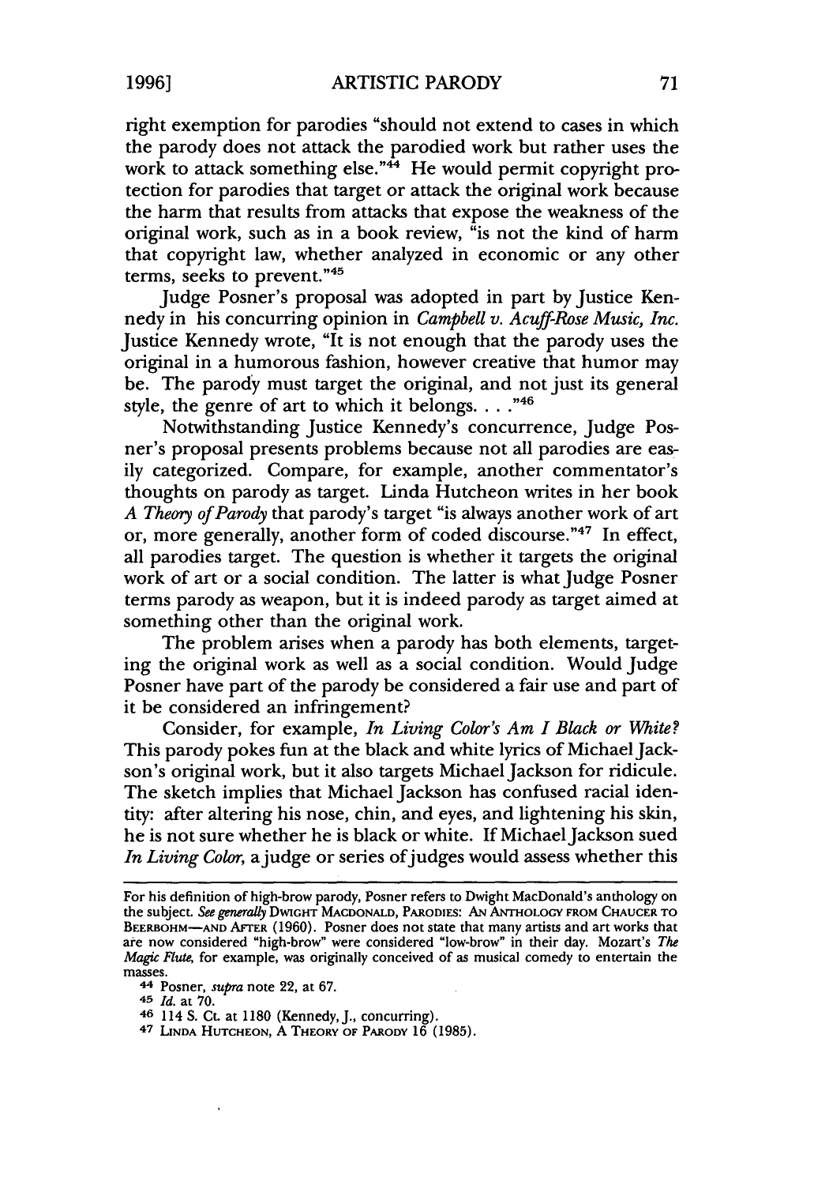right exemption for parodies "should not extend to cases in which the parody does not attack the parodied work but rather uses the work to attack something else."[44] He would permit copyright protection for parodies that target or attack the original work because the harm that results from attacks that expose the weakness of the original work, such as in a book review, "is not the kind of harm that copyright law, whether analyzed in economic or any other terms, seeks to prevent."[45]

Judge Posner's proposal was adopted in part by Justice Kennedy in his concurring opinion in *Campbell v. Acuff-Rose Music, Inc.* Justice Kennedy wrote, "It is not enough that the parody uses the original in a humorous fashion, however creative that humor may be. The parody must target the original, and not just its general style, the genre of art to which it belongs. . . ."[46]

Notwithstanding Justice Kennedy's concurrence, Judge Posner's proposal presents problems because not all parodies are easily categorized. Compare, for example, another commentator's thoughts on parody as target. Linda Hutcheon writes in her book *A Theory of Parody* that parody's target "is always another work of art or, more generally, another form of coded discourse."[47] In effect, all parodies target. The question is whether it targets the original work of art or a social condition. The latter is what Judge Posner terms parody as weapon, but it is indeed parody as target aimed at something other than the original work.

The problem arises when a parody has both elements, targeting the original work as well as a social condition. Would Judge Posner have part of the parody be considered a fair use and part of it be considered an infringement?

Consider, for example, *In Living Color's Am I Black or White?* This parody pokes fun at the black and white lyrics of Michael Jackson's original work, but it also targets Michael Jackson for ridicule. The sketch implies that Michael Jackson has confused racial identity: after altering his nose, chin, and eyes, and lightening his skin, he is not sure whether he is black or white. If Michael Jackson sued *In Living Color*, a judge or series of judges would assess whether this

---

For his definition of high-brow parody, Posner refers to Dwight MacDonald's anthology on the subject. *See generally* DWIGHT MACDONALD, PARODIES: AN ANTHOLOGY FROM CHAUCER TO BEERBOHM—AND AFTER (1960). Posner does not state that many artists and art works that are now considered "high-brow" were considered "low-brow" in their day. Mozart's *The Magic Flute*, for example, was originally conceived of as musical comedy to entertain the masses.

[44] Posner, *supra* note 22, at 67.

[45] *Id.* at 70.

[46] 114 S. Ct. at 1180 (Kennedy, J., concurring).

[47] LINDA HUTCHEON, A THEORY OF PARODY 16 (1985).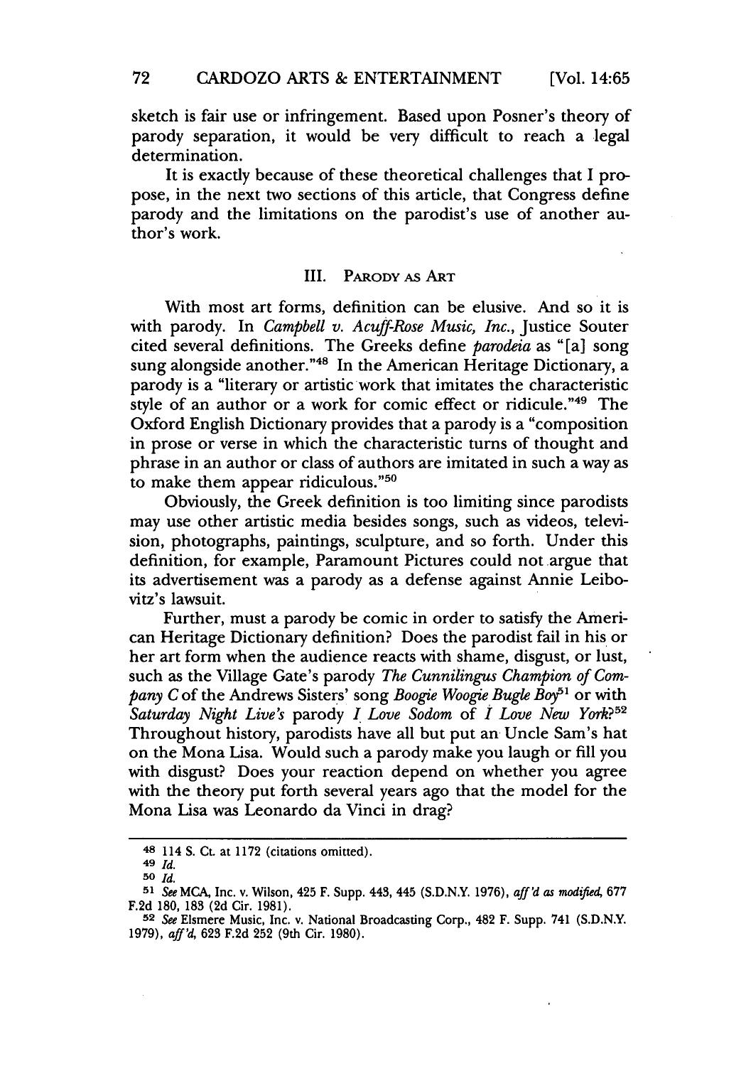sketch is fair use or infringement. Based upon Posner's theory of parody separation, it would be very difficult to reach a legal determination.

It is exactly because of these theoretical challenges that I propose, in the next two sections of this article, that Congress define parody and the limitations on the parodist's use of another author's work.

## III. Parody as Art

With most art forms, definition can be elusive. And so it is with parody. In *Campbell v. Acuff-Rose Music, Inc.*, Justice Souter cited several definitions. The Greeks define *parodeia* as "[a] song sung alongside another."[48] In the American Heritage Dictionary, a parody is a "literary or artistic work that imitates the characteristic style of an author or a work for comic effect or ridicule."[49] The Oxford English Dictionary provides that a parody is a "composition in prose or verse in which the characteristic turns of thought and phrase in an author or class of authors are imitated in such a way as to make them appear ridiculous."[50]

Obviously, the Greek definition is too limiting since parodists may use other artistic media besides songs, such as videos, television, photographs, paintings, sculpture, and so forth. Under this definition, for example, Paramount Pictures could not argue that its advertisement was a parody as a defense against Annie Leibovitz's lawsuit.

Further, must a parody be comic in order to satisfy the American Heritage Dictionary definition? Does the parodist fail in his or her art form when the audience reacts with shame, disgust, or lust, such as the Village Gate's parody *The Cunnilingus Champion of Company C* of the Andrews Sisters' song *Boogie Woogie Bugle Boy*[51] or with *Saturday Night Live's* parody *I Love Sodom* of *I Love New York*?[52] Throughout history, parodists have all but put an Uncle Sam's hat on the Mona Lisa. Would such a parody make you laugh or fill you with disgust? Does your reaction depend on whether you agree with the theory put forth several years ago that the model for the Mona Lisa was Leonardo da Vinci in drag?

---

48 114 S. Ct. at 1172 (citations omitted).

49 *Id.*

50 *Id.*

51 *See* MCA, Inc. v. Wilson, 425 F. Supp. 443, 445 (S.D.N.Y. 1976), *aff'd as modified*, 677 F.2d 180, 183 (2d Cir. 1981).

52 *See* Elsmere Music, Inc. v. National Broadcasting Corp., 482 F. Supp. 741 (S.D.N.Y. 1979), *aff'd*, 623 F.2d 252 (9th Cir. 1980).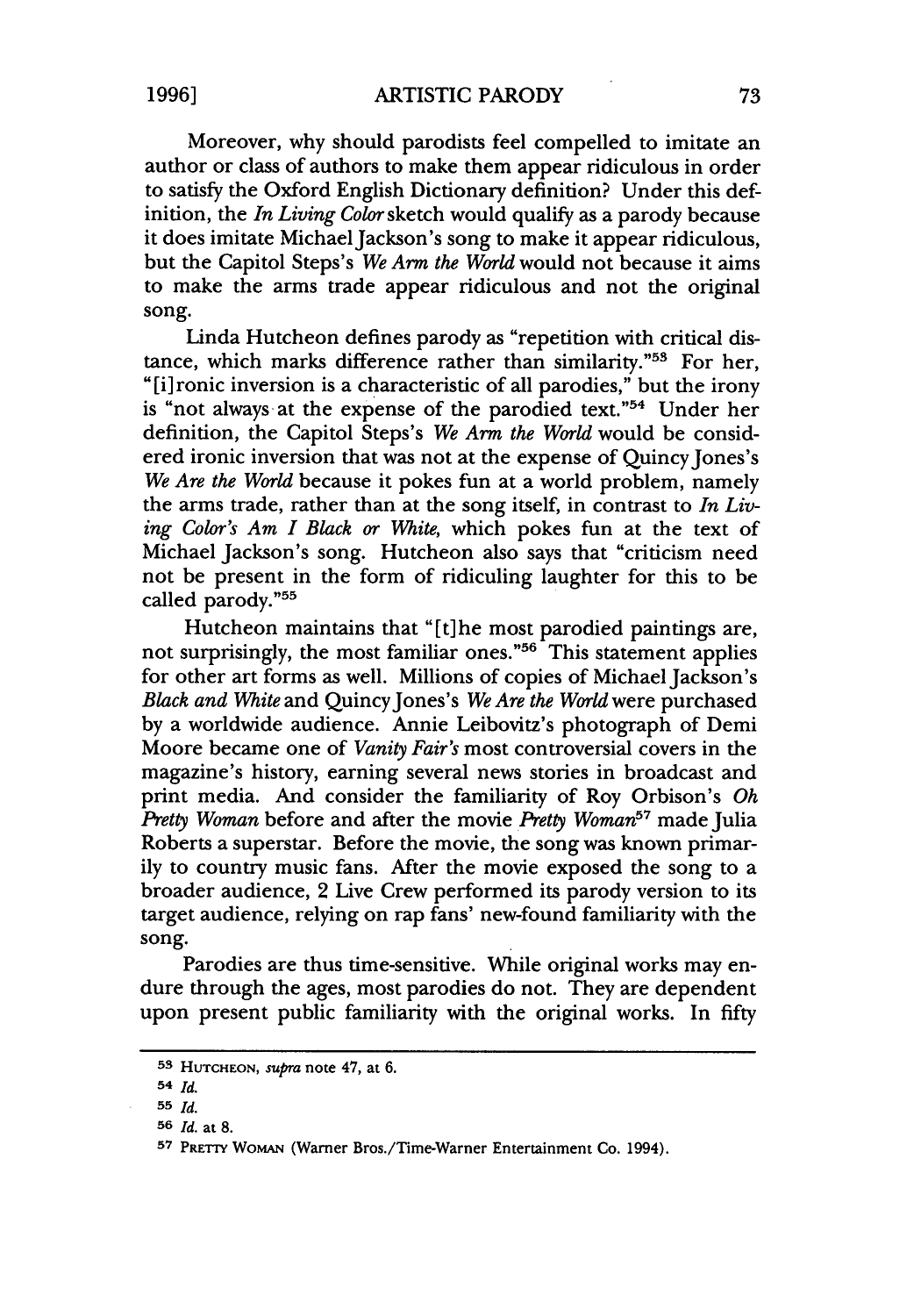Moreover, why should parodists feel compelled to imitate an author or class of authors to make them appear ridiculous in order to satisfy the Oxford English Dictionary definition? Under this definition, the *In Living Color* sketch would qualify as a parody because it does imitate Michael Jackson's song to make it appear ridiculous, but the Capitol Steps's *We Arm the World* would not because it aims to make the arms trade appear ridiculous and not the original song.

Linda Hutcheon defines parody as "repetition with critical distance, which marks difference rather than similarity."[53] For her, "[i]ronic inversion is a characteristic of all parodies," but the irony is "not always at the expense of the parodied text."[54] Under her definition, the Capitol Steps's *We Arm the World* would be considered ironic inversion that was not at the expense of Quincy Jones's *We Are the World* because it pokes fun at a world problem, namely the arms trade, rather than at the song itself, in contrast to *In Living Color's Am I Black or White*, which pokes fun at the text of Michael Jackson's song. Hutcheon also says that "criticism need not be present in the form of ridiculing laughter for this to be called parody."[55]

Hutcheon maintains that "[t]he most parodied paintings are, not surprisingly, the most familiar ones."[56] This statement applies for other art forms as well. Millions of copies of Michael Jackson's *Black and White* and Quincy Jones's *We Are the World* were purchased by a worldwide audience. Annie Leibovitz's photograph of Demi Moore became one of *Vanity Fair's* most controversial covers in the magazine's history, earning several news stories in broadcast and print media. And consider the familiarity of Roy Orbison's *Oh Pretty Woman* before and after the movie *Pretty Woman*[57] made Julia Roberts a superstar. Before the movie, the song was known primarily to country music fans. After the movie exposed the song to a broader audience, 2 Live Crew performed its parody version to its target audience, relying on rap fans' new-found familiarity with the song.

Parodies are thus time-sensitive. While original works may endure through the ages, most parodies do not. They are dependent upon present public familiarity with the original works. In fifty

---

[53] HUTCHEON, *supra* note 47, at 6.

[54] *Id.*

[55] *Id.*

[56] *Id.* at 8.

[57] PRETTY WOMAN (Warner Bros./Time-Warner Entertainment Co. 1994).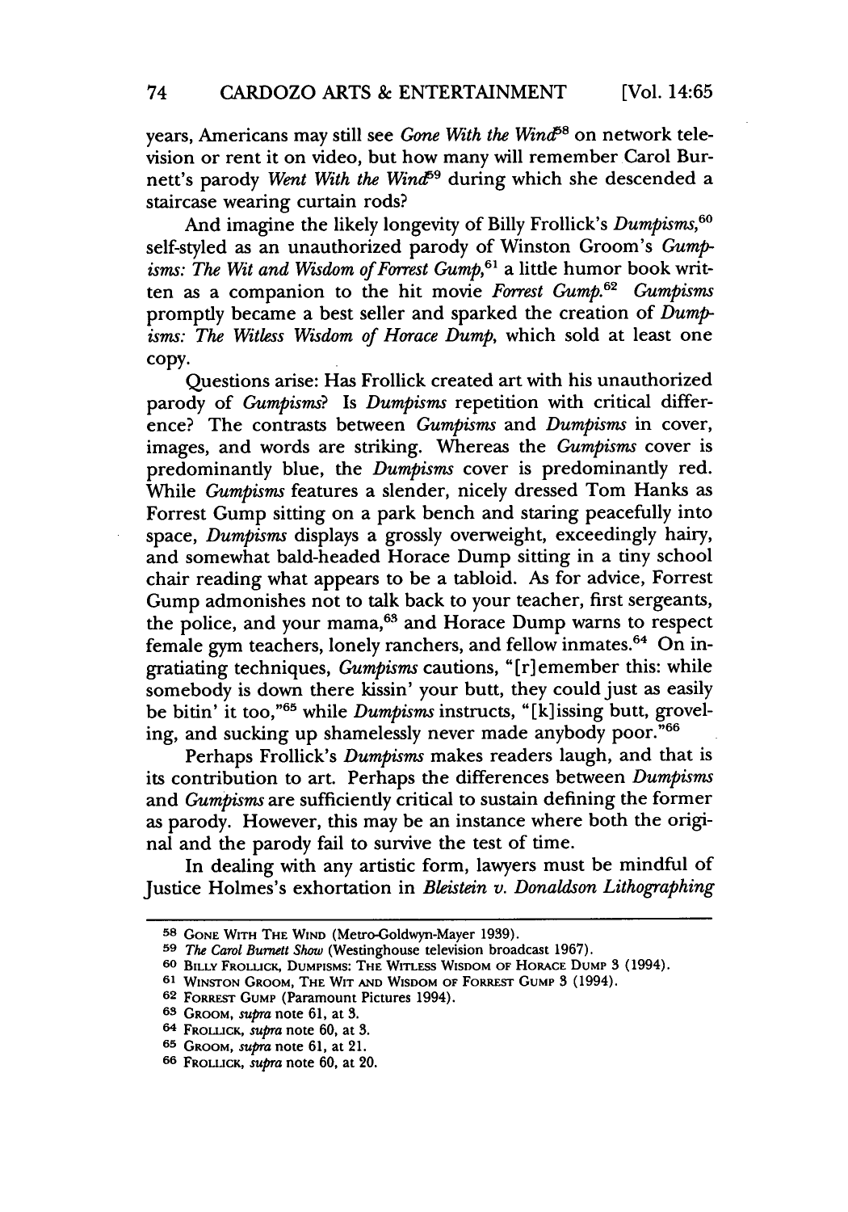years, Americans may still see *Gone With the Wind*[58] on network television or rent it on video, but how many will remember Carol Burnett's parody *Went With the Wind*[59] during which she descended a staircase wearing curtain rods?

And imagine the likely longevity of Billy Frollick's *Dumpisms*,[60] self-styled as an unauthorized parody of Winston Groom's *Gumpisms: The Wit and Wisdom of Forrest Gump*,[61] a little humor book written as a companion to the hit movie *Forrest Gump*.[62] *Gumpisms* promptly became a best seller and sparked the creation of *Dumpisms: The Witless Wisdom of Horace Dump*, which sold at least one copy.

Questions arise: Has Frollick created art with his unauthorized parody of *Gumpisms*? Is *Dumpisms* repetition with critical difference? The contrasts between *Gumpisms* and *Dumpisms* in cover, images, and words are striking. Whereas the *Gumpisms* cover is predominantly blue, the *Dumpisms* cover is predominantly red. While *Gumpisms* features a slender, nicely dressed Tom Hanks as Forrest Gump sitting on a park bench and staring peacefully into space, *Dumpisms* displays a grossly overweight, exceedingly hairy, and somewhat bald-headed Horace Dump sitting in a tiny school chair reading what appears to be a tabloid. As for advice, Forrest Gump admonishes not to talk back to your teacher, first sergeants, the police, and your mama,[63] and Horace Dump warns to respect female gym teachers, lonely ranchers, and fellow inmates.[64] On ingratiating techniques, *Gumpisms* cautions, "[r]emember this: while somebody is down there kissin' your butt, they could just as easily be bitin' it too,"[65] while *Dumpisms* instructs, "[k]issing butt, groveling, and sucking up shamelessly never made anybody poor."[66]

Perhaps Frollick's *Dumpisms* makes readers laugh, and that is its contribution to art. Perhaps the differences between *Dumpisms* and *Gumpisms* are sufficiently critical to sustain defining the former as parody. However, this may be an instance where both the original and the parody fail to survive the test of time.

In dealing with any artistic form, lawyers must be mindful of Justice Holmes's exhortation in *Bleistein v. Donaldson Lithographing*

---

58 GONE WITH THE WIND (Metro-Goldwyn-Mayer 1939).

59 *The Carol Burnett Show* (Westinghouse television broadcast 1967).

60 BILLY FROLLICK, DUMPISMS: THE WITLESS WISDOM OF HORACE DUMP 3 (1994).

61 WINSTON GROOM, THE WIT AND WISDOM OF FORREST GUMP 3 (1994).

62 FORREST GUMP (Paramount Pictures 1994).

63 GROOM, *supra* note 61, at 3.

64 FROLLICK, *supra* note 60, at 3.

65 GROOM, *supra* note 61, at 21.

66 FROLLICK, *supra* note 60, at 20.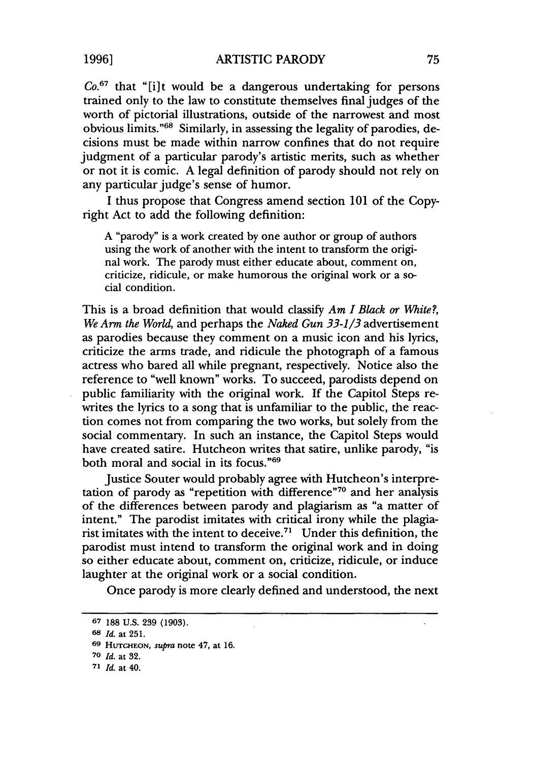*Co.*[67] that "[i]t would be a dangerous undertaking for persons trained only to the law to constitute themselves final judges of the worth of pictorial illustrations, outside of the narrowest and most obvious limits."[68] Similarly, in assessing the legality of parodies, decisions must be made within narrow confines that do not require judgment of a particular parody's artistic merits, such as whether or not it is comic. A legal definition of parody should not rely on any particular judge's sense of humor.

I thus propose that Congress amend section 101 of the Copyright Act to add the following definition:

> A "parody" is a work created by one author or group of authors using the work of another with the intent to transform the original work. The parody must either educate about, comment on, criticize, ridicule, or make humorous the original work or a social condition.

This is a broad definition that would classify *Am I Black or White?*, *We Arm the World*, and perhaps the *Naked Gun 33-1/3* advertisement as parodies because they comment on a music icon and his lyrics, criticize the arms trade, and ridicule the photograph of a famous actress who bared all while pregnant, respectively. Notice also the reference to "well known" works. To succeed, parodists depend on public familiarity with the original work. If the Capitol Steps rewrites the lyrics to a song that is unfamiliar to the public, the reaction comes not from comparing the two works, but solely from the social commentary. In such an instance, the Capitol Steps would have created satire. Hutcheon writes that satire, unlike parody, "is both moral and social in its focus."[69]

Justice Souter would probably agree with Hutcheon's interpretation of parody as "repetition with difference"[70] and her analysis of the differences between parody and plagiarism as "a matter of intent." The parodist imitates with critical irony while the plagiarist imitates with the intent to deceive.[71] Under this definition, the parodist must intend to transform the original work and in doing so either educate about, comment on, criticize, ridicule, or induce laughter at the original work or a social condition.

Once parody is more clearly defined and understood, the next

---

67 188 U.S. 239 (1903).

68 *Id.* at 251.

69 HUTCHEON, *supra* note 47, at 16.

70 *Id.* at 32.

71 *Id.* at 40.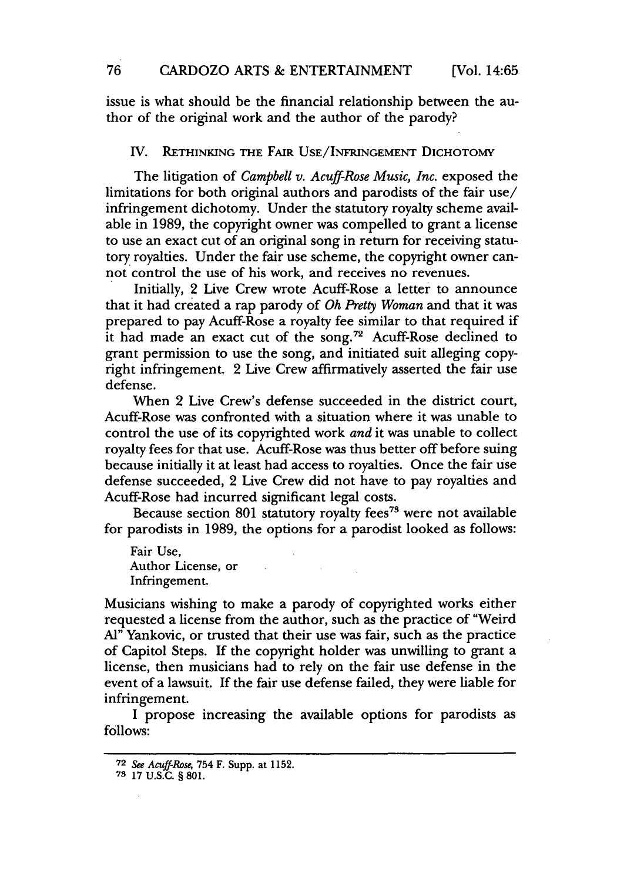issue is what should be the financial relationship between the author of the original work and the author of the parody?

## IV. Rethinking the Fair Use/Infringement Dichotomy

The litigation of *Campbell v. Acuff-Rose Music, Inc.* exposed the limitations for both original authors and parodists of the fair use/infringement dichotomy. Under the statutory royalty scheme available in 1989, the copyright owner was compelled to grant a license to use an exact cut of an original song in return for receiving statutory royalties. Under the fair use scheme, the copyright owner cannot control the use of his work, and receives no revenues.

Initially, 2 Live Crew wrote Acuff-Rose a letter to announce that it had created a rap parody of *Oh Pretty Woman* and that it was prepared to pay Acuff-Rose a royalty fee similar to that required if it had made an exact cut of the song.[72] Acuff-Rose declined to grant permission to use the song, and initiated suit alleging copyright infringement. 2 Live Crew affirmatively asserted the fair use defense.

When 2 Live Crew's defense succeeded in the district court, Acuff-Rose was confronted with a situation where it was unable to control the use of its copyrighted work *and* it was unable to collect royalty fees for that use. Acuff-Rose was thus better off before suing because initially it at least had access to royalties. Once the fair use defense succeeded, 2 Live Crew did not have to pay royalties and Acuff-Rose had incurred significant legal costs.

Because section 801 statutory royalty fees[73] were not available for parodists in 1989, the options for a parodist looked as follows:

> Fair Use,
> Author License, or
> Infringement.

Musicians wishing to make a parody of copyrighted works either requested a license from the author, such as the practice of "Weird Al" Yankovic, or trusted that their use was fair, such as the practice of Capitol Steps. If the copyright holder was unwilling to grant a license, then musicians had to rely on the fair use defense in the event of a lawsuit. If the fair use defense failed, they were liable for infringement.

I propose increasing the available options for parodists as follows:

---

[72] *See Acuff-Rose*, 754 F. Supp. at 1152.

[73] 17 U.S.C. § 801.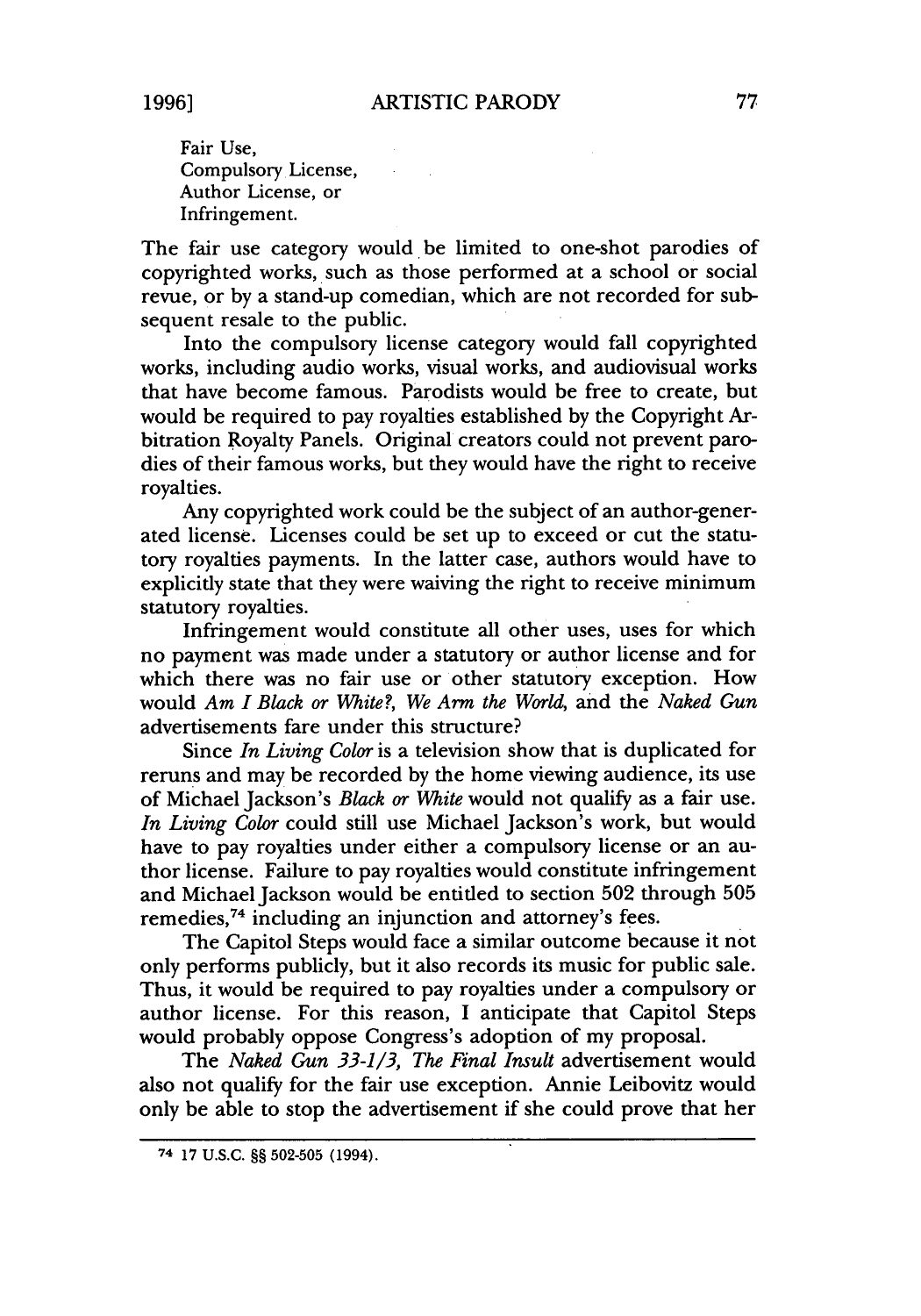Fair Use,  
Compulsory License,  
Author License, or  
Infringement.

The fair use category would be limited to one-shot parodies of copyrighted works, such as those performed at a school or social revue, or by a stand-up comedian, which are not recorded for subsequent resale to the public.

Into the compulsory license category would fall copyrighted works, including audio works, visual works, and audiovisual works that have become famous. Parodists would be free to create, but would be required to pay royalties established by the Copyright Arbitration Royalty Panels. Original creators could not prevent parodies of their famous works, but they would have the right to receive royalties.

Any copyrighted work could be the subject of an author-generated license. Licenses could be set up to exceed or cut the statutory royalties payments. In the latter case, authors would have to explicitly state that they were waiving the right to receive minimum statutory royalties.

Infringement would constitute all other uses, uses for which no payment was made under a statutory or author license and for which there was no fair use or other statutory exception. How would *Am I Black or White?*, *We Arm the World*, and the *Naked Gun* advertisements fare under this structure?

Since *In Living Color* is a television show that is duplicated for reruns and may be recorded by the home viewing audience, its use of Michael Jackson's *Black or White* would not qualify as a fair use. *In Living Color* could still use Michael Jackson's work, but would have to pay royalties under either a compulsory license or an author license. Failure to pay royalties would constitute infringement and Michael Jackson would be entitled to section 502 through 505 remedies,[74] including an injunction and attorney's fees.

The Capitol Steps would face a similar outcome because it not only performs publicly, but it also records its music for public sale. Thus, it would be required to pay royalties under a compulsory or author license. For this reason, I anticipate that Capitol Steps would probably oppose Congress's adoption of my proposal.

The *Naked Gun 33-1/3, The Final Insult* advertisement would also not qualify for the fair use exception. Annie Leibovitz would only be able to stop the advertisement if she could prove that her

---

[74] 17 U.S.C. §§ 502-505 (1994).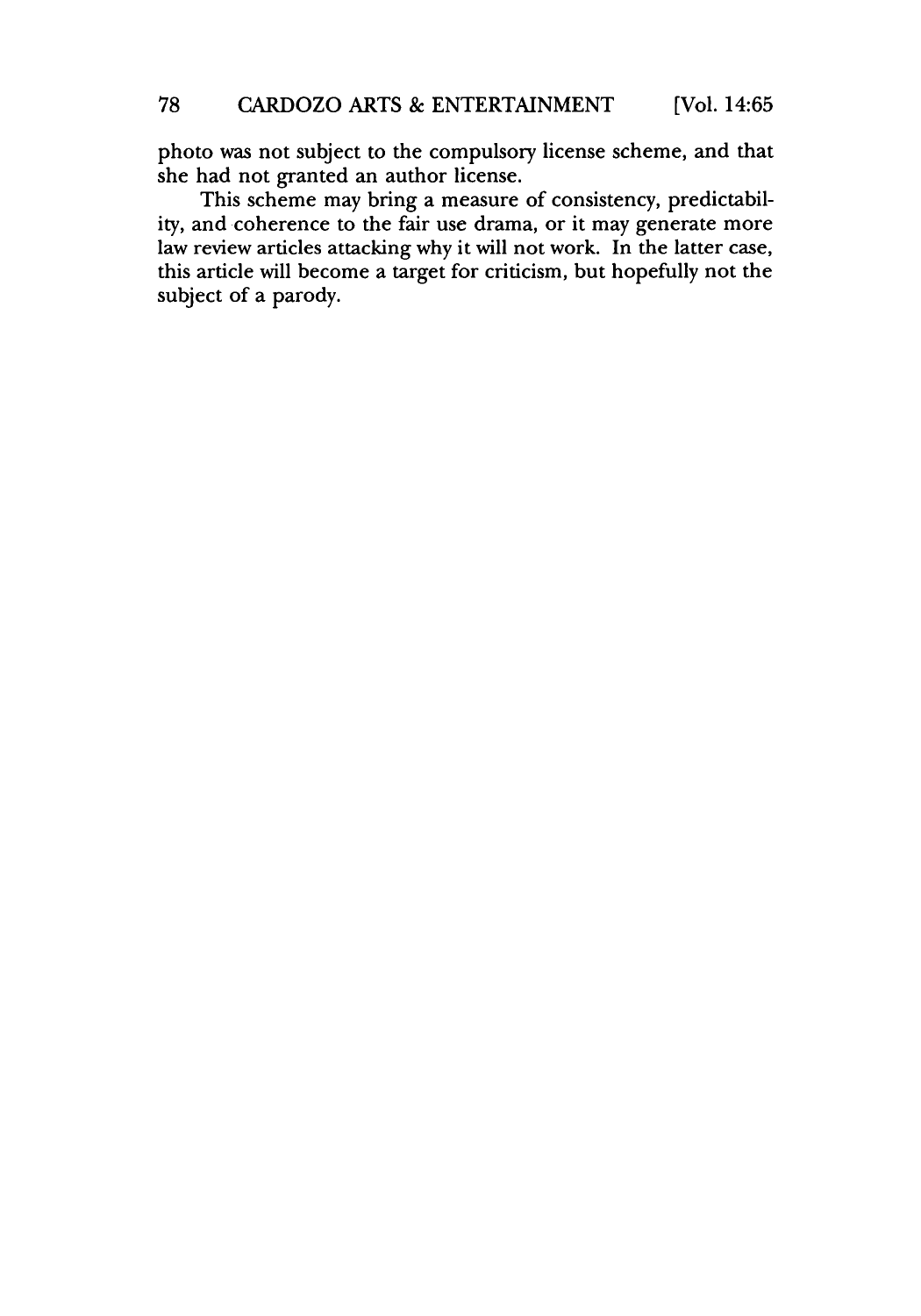photo was not subject to the compulsory license scheme, and that she had not granted an author license.

This scheme may bring a measure of consistency, predictability, and coherence to the fair use drama, or it may generate more law review articles attacking why it will not work. In the latter case, this article will become a target for criticism, but hopefully not the subject of a parody.